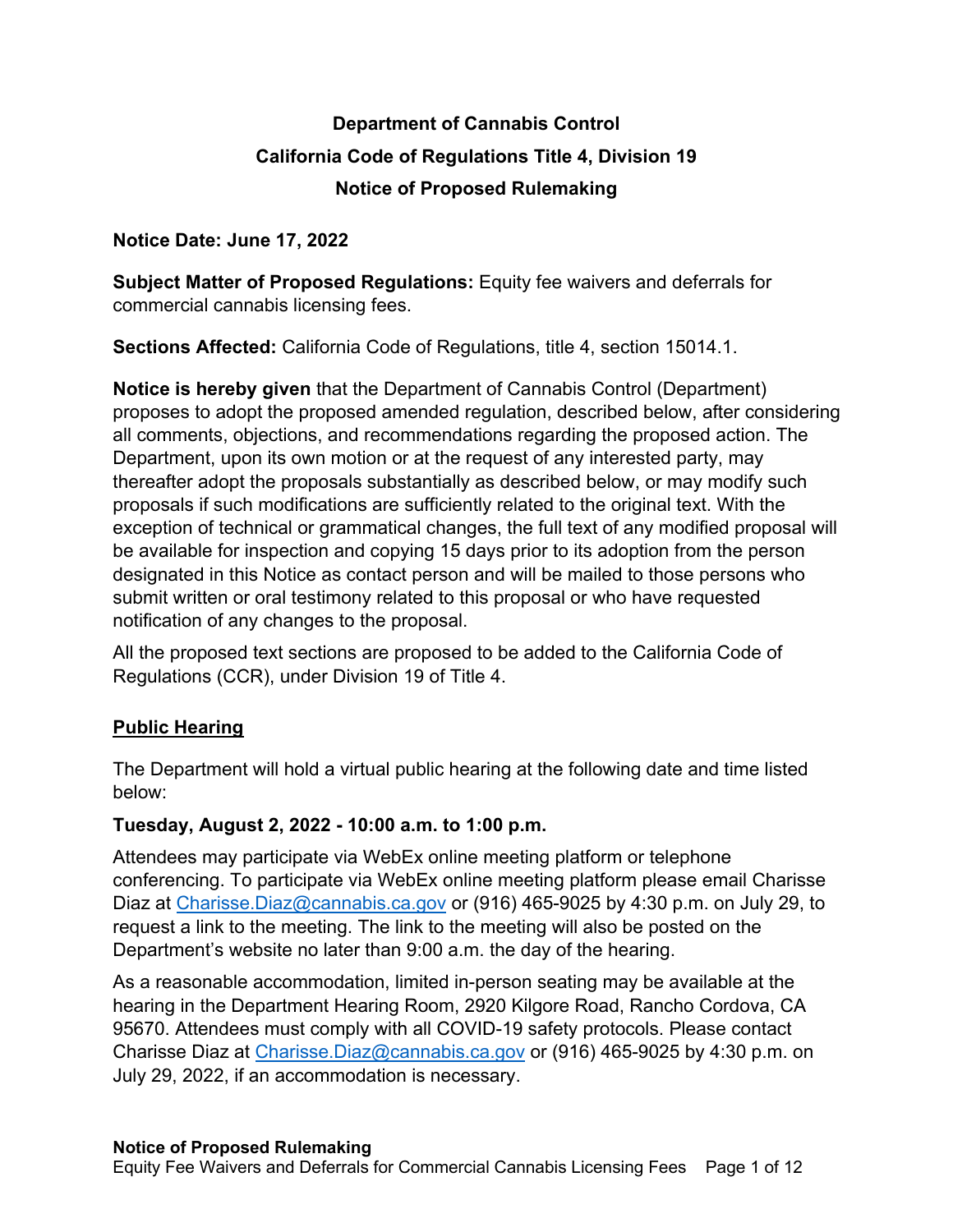# Department of Cannabis Control

## California Code of Regulations Title 4, Division 19

## Notice of Proposed Rulemaking

**Notice Date: June 17, 2022**

**Subject Matter of Proposed Regulations:** Equity fee waivers and deferrals for commercial cannabis licensing fees.

**Sections Affected:** California Code of Regulations, title 4, section 15014.1.

**Notice is hereby given** that the Department of Cannabis Control (Department) proposes to adopt the proposed amended regulation, described below, after considering all comments, objections, and recommendations regarding the proposed action. The Department, upon its own motion or at the request of any interested party, may thereafter adopt the proposals substantially as described below, or may modify such proposals if such modifications are sufficiently related to the original text. With the exception of technical or grammatical changes, the full text of any modified proposal will be available for inspection and copying 15 days prior to its adoption from the person designated in this Notice as contact person and will be mailed to those persons who submit written or oral testimony related to this proposal or who have requested notification of any changes to the proposal.

All the proposed text sections are proposed to be added to the California Code of Regulations (CCR), under Division 19 of Title 4.

### Public Hearing

The Department will hold a virtual public hearing at the following date and time listed below:

**Tuesday, August 2, 2022 - 10:00 a.m. to 1:00 p.m.**

Attendees may participate via WebEx online meeting platform or telephone conferencing. To participate via WebEx online meeting platform please email Charisse Diaz at Charisse.Diaz@cannabis.ca.gov or (916) 465-9025 by 4:30 p.m. on July 29, to request a link to the meeting. The link to the meeting will also be posted on the Department's website no later than 9:00 a.m. the day of the hearing.

As a reasonable accommodation, limited in-person seating may be available at the hearing in the Department Hearing Room, 2920 Kilgore Road, Rancho Cordova, CA 95670. Attendees must comply with all COVID-19 safety protocols. Please contact Charisse Diaz at Charisse.Diaz@cannabis.ca.gov or (916) 465-9025 by 4:30 p.m. on July 29, 2022, if an accommodation is necessary.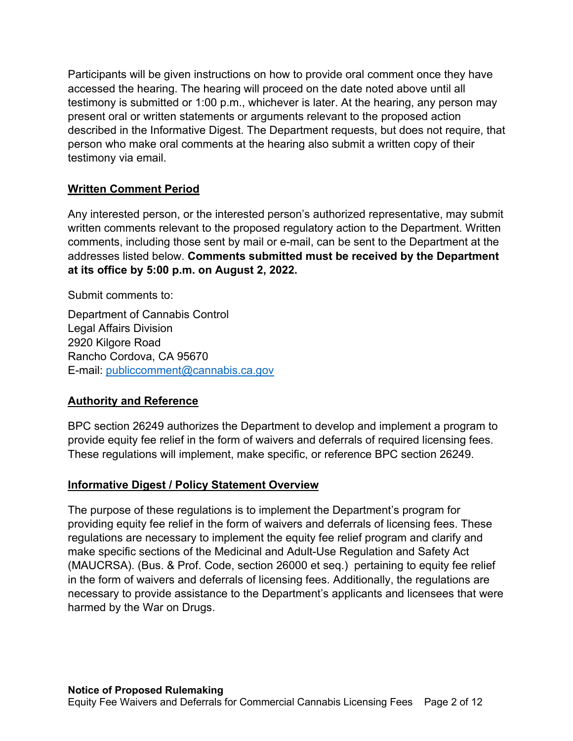Participants will be given instructions on how to provide oral comment once they have accessed the hearing. The hearing will proceed on the date noted above until all testimony is submitted or 1:00 p.m., whichever is later. At the hearing, any person may present oral or written statements or arguments relevant to the proposed action described in the Informative Digest. The Department requests, but does not require, that person who make oral comments at the hearing also submit a written copy of their testimony via email.

## Written Comment Period

Any interested person, or the interested person's authorized representative, may submit written comments relevant to the proposed regulatory action to the Department. Written comments, including those sent by mail or e-mail, can be sent to the Department at the addresses listed below. **Comments submitted must be received by the Department at its office by 5:00 p.m. on August 2, 2022.**

Submit comments to:

Department of Cannabis Control
Legal Affairs Division
2920 Kilgore Road
Rancho Cordova, CA 95670
E-mail: publiccomment@cannabis.ca.gov

## Authority and Reference

BPC section 26249 authorizes the Department to develop and implement a program to provide equity fee relief in the form of waivers and deferrals of required licensing fees. These regulations will implement, make specific, or reference BPC section 26249.

## Informative Digest / Policy Statement Overview

The purpose of these regulations is to implement the Department's program for providing equity fee relief in the form of waivers and deferrals of licensing fees. These regulations are necessary to implement the equity fee relief program and clarify and make specific sections of the Medicinal and Adult-Use Regulation and Safety Act (MAUCRSA). (Bus. & Prof. Code, section 26000 et seq.) pertaining to equity fee relief in the form of waivers and deferrals of licensing fees. Additionally, the regulations are necessary to provide assistance to the Department's applicants and licensees that were harmed by the War on Drugs.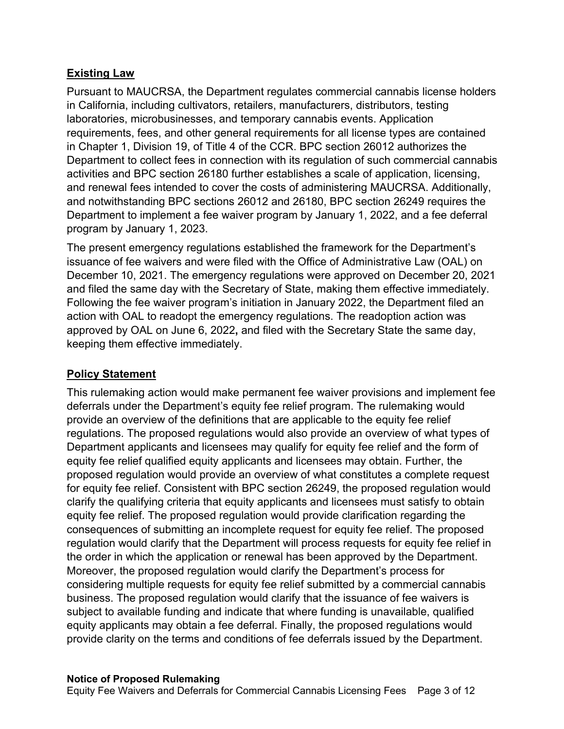## Existing Law

Pursuant to MAUCRSA, the Department regulates commercial cannabis license holders in California, including cultivators, retailers, manufacturers, distributors, testing laboratories, microbusinesses, and temporary cannabis events. Application requirements, fees, and other general requirements for all license types are contained in Chapter 1, Division 19, of Title 4 of the CCR. BPC section 26012 authorizes the Department to collect fees in connection with its regulation of such commercial cannabis activities and BPC section 26180 further establishes a scale of application, licensing, and renewal fees intended to cover the costs of administering MAUCRSA. Additionally, and notwithstanding BPC sections 26012 and 26180, BPC section 26249 requires the Department to implement a fee waiver program by January 1, 2022, and a fee deferral program by January 1, 2023.

The present emergency regulations established the framework for the Department's issuance of fee waivers and were filed with the Office of Administrative Law (OAL) on December 10, 2021. The emergency regulations were approved on December 20, 2021 and filed the same day with the Secretary of State, making them effective immediately. Following the fee waiver program's initiation in January 2022, the Department filed an action with OAL to readopt the emergency regulations. The readoption action was approved by OAL on June 6, 2022**,** and filed with the Secretary State the same day, keeping them effective immediately.

## Policy Statement

This rulemaking action would make permanent fee waiver provisions and implement fee deferrals under the Department's equity fee relief program. The rulemaking would provide an overview of the definitions that are applicable to the equity fee relief regulations. The proposed regulations would also provide an overview of what types of Department applicants and licensees may qualify for equity fee relief and the form of equity fee relief qualified equity applicants and licensees may obtain. Further, the proposed regulation would provide an overview of what constitutes a complete request for equity fee relief. Consistent with BPC section 26249, the proposed regulation would clarify the qualifying criteria that equity applicants and licensees must satisfy to obtain equity fee relief. The proposed regulation would provide clarification regarding the consequences of submitting an incomplete request for equity fee relief. The proposed regulation would clarify that the Department will process requests for equity fee relief in the order in which the application or renewal has been approved by the Department. Moreover, the proposed regulation would clarify the Department's process for considering multiple requests for equity fee relief submitted by a commercial cannabis business. The proposed regulation would clarify that the issuance of fee waivers is subject to available funding and indicate that where funding is unavailable, qualified equity applicants may obtain a fee deferral. Finally, the proposed regulations would provide clarity on the terms and conditions of fee deferrals issued by the Department.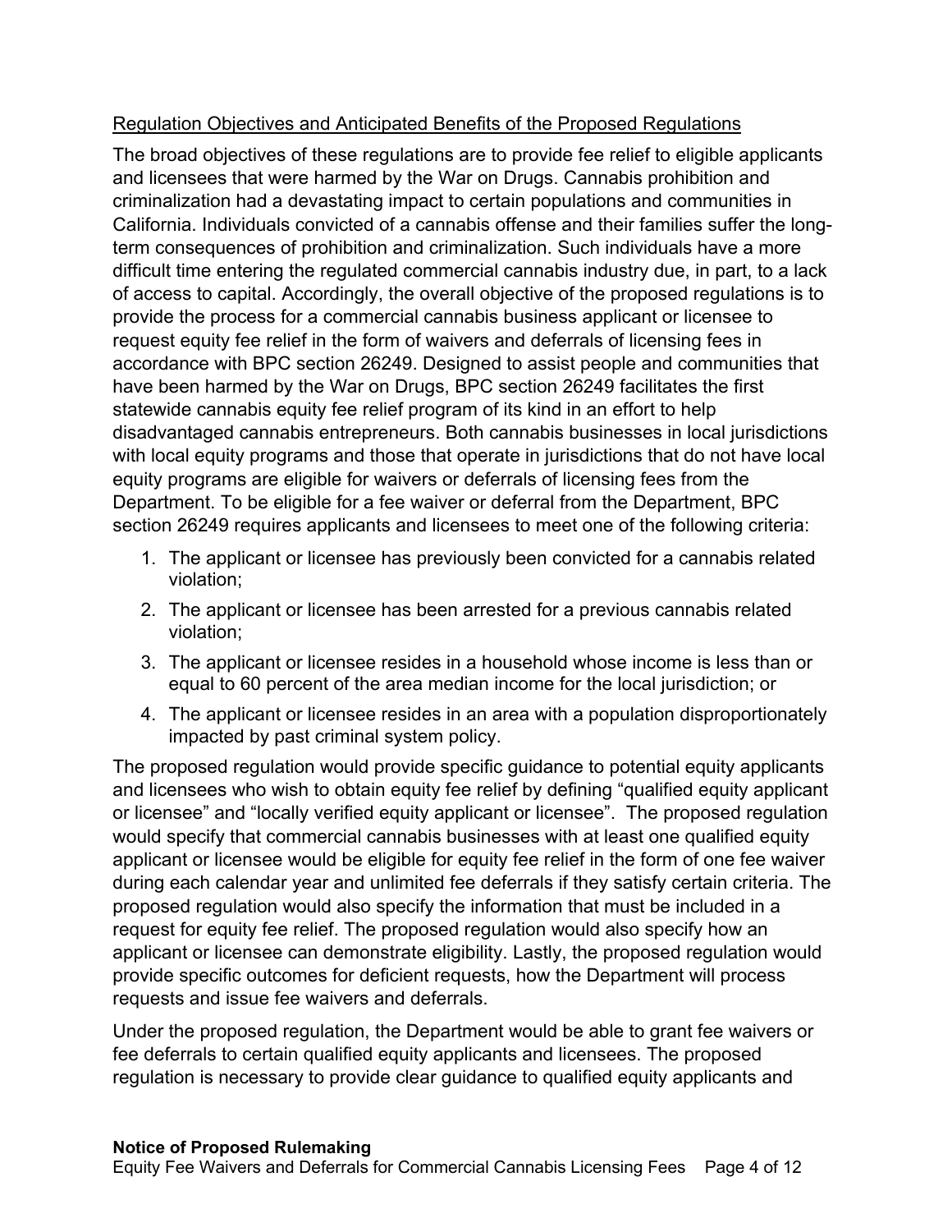Regulation Objectives and Anticipated Benefits of the Proposed Regulations

The broad objectives of these regulations are to provide fee relief to eligible applicants and licensees that were harmed by the War on Drugs. Cannabis prohibition and criminalization had a devastating impact to certain populations and communities in California. Individuals convicted of a cannabis offense and their families suffer the long-term consequences of prohibition and criminalization. Such individuals have a more difficult time entering the regulated commercial cannabis industry due, in part, to a lack of access to capital. Accordingly, the overall objective of the proposed regulations is to provide the process for a commercial cannabis business applicant or licensee to request equity fee relief in the form of waivers and deferrals of licensing fees in accordance with BPC section 26249. Designed to assist people and communities that have been harmed by the War on Drugs, BPC section 26249 facilitates the first statewide cannabis equity fee relief program of its kind in an effort to help disadvantaged cannabis entrepreneurs. Both cannabis businesses in local jurisdictions with local equity programs and those that operate in jurisdictions that do not have local equity programs are eligible for waivers or deferrals of licensing fees from the Department. To be eligible for a fee waiver or deferral from the Department, BPC section 26249 requires applicants and licensees to meet one of the following criteria:

1. The applicant or licensee has previously been convicted for a cannabis related violation;
2. The applicant or licensee has been arrested for a previous cannabis related violation;
3. The applicant or licensee resides in a household whose income is less than or equal to 60 percent of the area median income for the local jurisdiction; or
4. The applicant or licensee resides in an area with a population disproportionately impacted by past criminal system policy.

The proposed regulation would provide specific guidance to potential equity applicants and licensees who wish to obtain equity fee relief by defining "qualified equity applicant or licensee" and "locally verified equity applicant or licensee". The proposed regulation would specify that commercial cannabis businesses with at least one qualified equity applicant or licensee would be eligible for equity fee relief in the form of one fee waiver during each calendar year and unlimited fee deferrals if they satisfy certain criteria. The proposed regulation would also specify the information that must be included in a request for equity fee relief. The proposed regulation would also specify how an applicant or licensee can demonstrate eligibility. Lastly, the proposed regulation would provide specific outcomes for deficient requests, how the Department will process requests and issue fee waivers and deferrals.

Under the proposed regulation, the Department would be able to grant fee waivers or fee deferrals to certain qualified equity applicants and licensees. The proposed regulation is necessary to provide clear guidance to qualified equity applicants and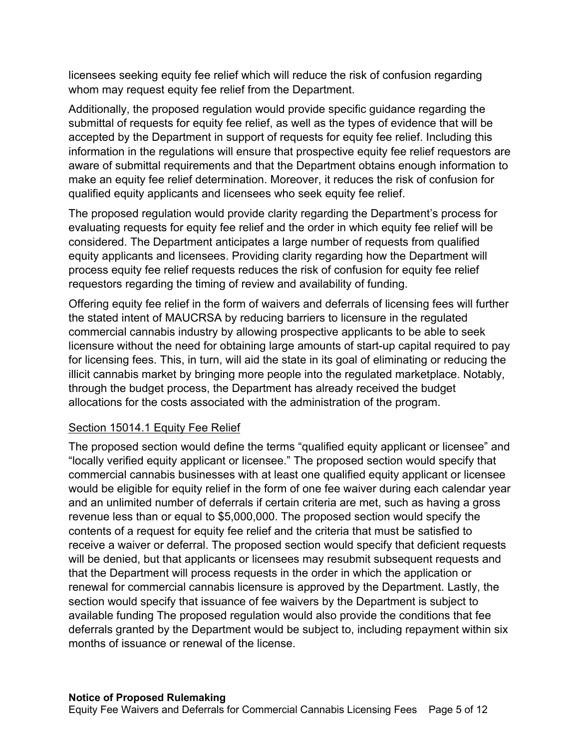licensees seeking equity fee relief which will reduce the risk of confusion regarding whom may request equity fee relief from the Department.

Additionally, the proposed regulation would provide specific guidance regarding the submittal of requests for equity fee relief, as well as the types of evidence that will be accepted by the Department in support of requests for equity fee relief. Including this information in the regulations will ensure that prospective equity fee relief requestors are aware of submittal requirements and that the Department obtains enough information to make an equity fee relief determination. Moreover, it reduces the risk of confusion for qualified equity applicants and licensees who seek equity fee relief.

The proposed regulation would provide clarity regarding the Department's process for evaluating requests for equity fee relief and the order in which equity fee relief will be considered. The Department anticipates a large number of requests from qualified equity applicants and licensees. Providing clarity regarding how the Department will process equity fee relief requests reduces the risk of confusion for equity fee relief requestors regarding the timing of review and availability of funding.

Offering equity fee relief in the form of waivers and deferrals of licensing fees will further the stated intent of MAUCRSA by reducing barriers to licensure in the regulated commercial cannabis industry by allowing prospective applicants to be able to seek licensure without the need for obtaining large amounts of start-up capital required to pay for licensing fees. This, in turn, will aid the state in its goal of eliminating or reducing the illicit cannabis market by bringing more people into the regulated marketplace. Notably, through the budget process, the Department has already received the budget allocations for the costs associated with the administration of the program.

Section 15014.1 Equity Fee Relief

The proposed section would define the terms "qualified equity applicant or licensee" and "locally verified equity applicant or licensee." The proposed section would specify that commercial cannabis businesses with at least one qualified equity applicant or licensee would be eligible for equity relief in the form of one fee waiver during each calendar year and an unlimited number of deferrals if certain criteria are met, such as having a gross revenue less than or equal to $5,000,000. The proposed section would specify the contents of a request for equity fee relief and the criteria that must be satisfied to receive a waiver or deferral. The proposed section would specify that deficient requests will be denied, but that applicants or licensees may resubmit subsequent requests and that the Department will process requests in the order in which the application or renewal for commercial cannabis licensure is approved by the Department. Lastly, the section would specify that issuance of fee waivers by the Department is subject to available funding The proposed regulation would also provide the conditions that fee deferrals granted by the Department would be subject to, including repayment within six months of issuance or renewal of the license.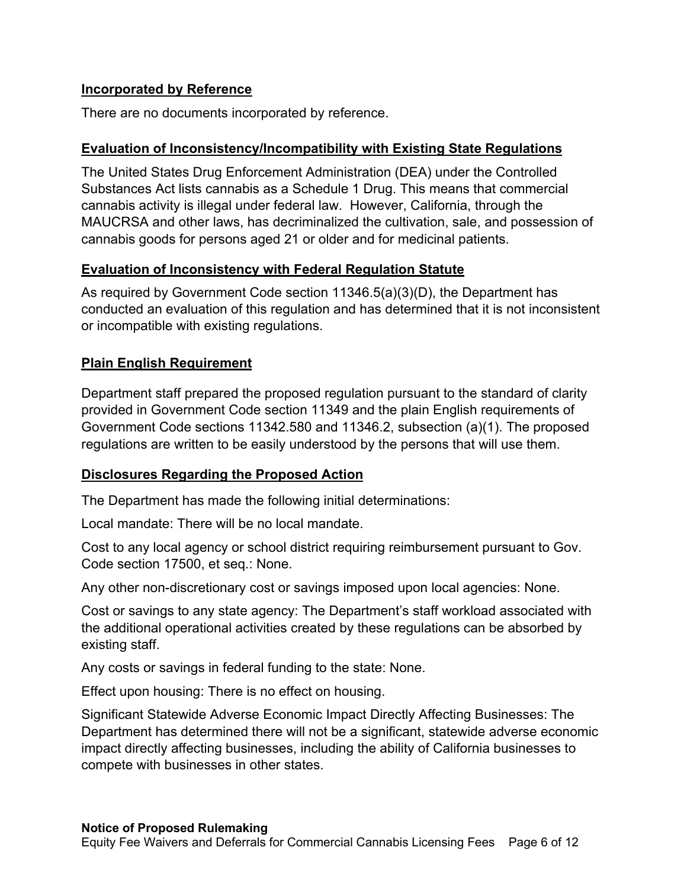## Incorporated by Reference

There are no documents incorporated by reference.

## Evaluation of Inconsistency/Incompatibility with Existing State Regulations

The United States Drug Enforcement Administration (DEA) under the Controlled Substances Act lists cannabis as a Schedule 1 Drug. This means that commercial cannabis activity is illegal under federal law. However, California, through the MAUCRSA and other laws, has decriminalized the cultivation, sale, and possession of cannabis goods for persons aged 21 or older and for medicinal patients.

## Evaluation of Inconsistency with Federal Regulation Statute

As required by Government Code section 11346.5(a)(3)(D), the Department has conducted an evaluation of this regulation and has determined that it is not inconsistent or incompatible with existing regulations.

## Plain English Requirement

Department staff prepared the proposed regulation pursuant to the standard of clarity provided in Government Code section 11349 and the plain English requirements of Government Code sections 11342.580 and 11346.2, subsection (a)(1). The proposed regulations are written to be easily understood by the persons that will use them.

## Disclosures Regarding the Proposed Action

The Department has made the following initial determinations:

Local mandate: There will be no local mandate.

Cost to any local agency or school district requiring reimbursement pursuant to Gov. Code section 17500, et seq.: None.

Any other non-discretionary cost or savings imposed upon local agencies: None.

Cost or savings to any state agency: The Department's staff workload associated with the additional operational activities created by these regulations can be absorbed by existing staff.

Any costs or savings in federal funding to the state: None.

Effect upon housing: There is no effect on housing.

Significant Statewide Adverse Economic Impact Directly Affecting Businesses: The Department has determined there will not be a significant, statewide adverse economic impact directly affecting businesses, including the ability of California businesses to compete with businesses in other states.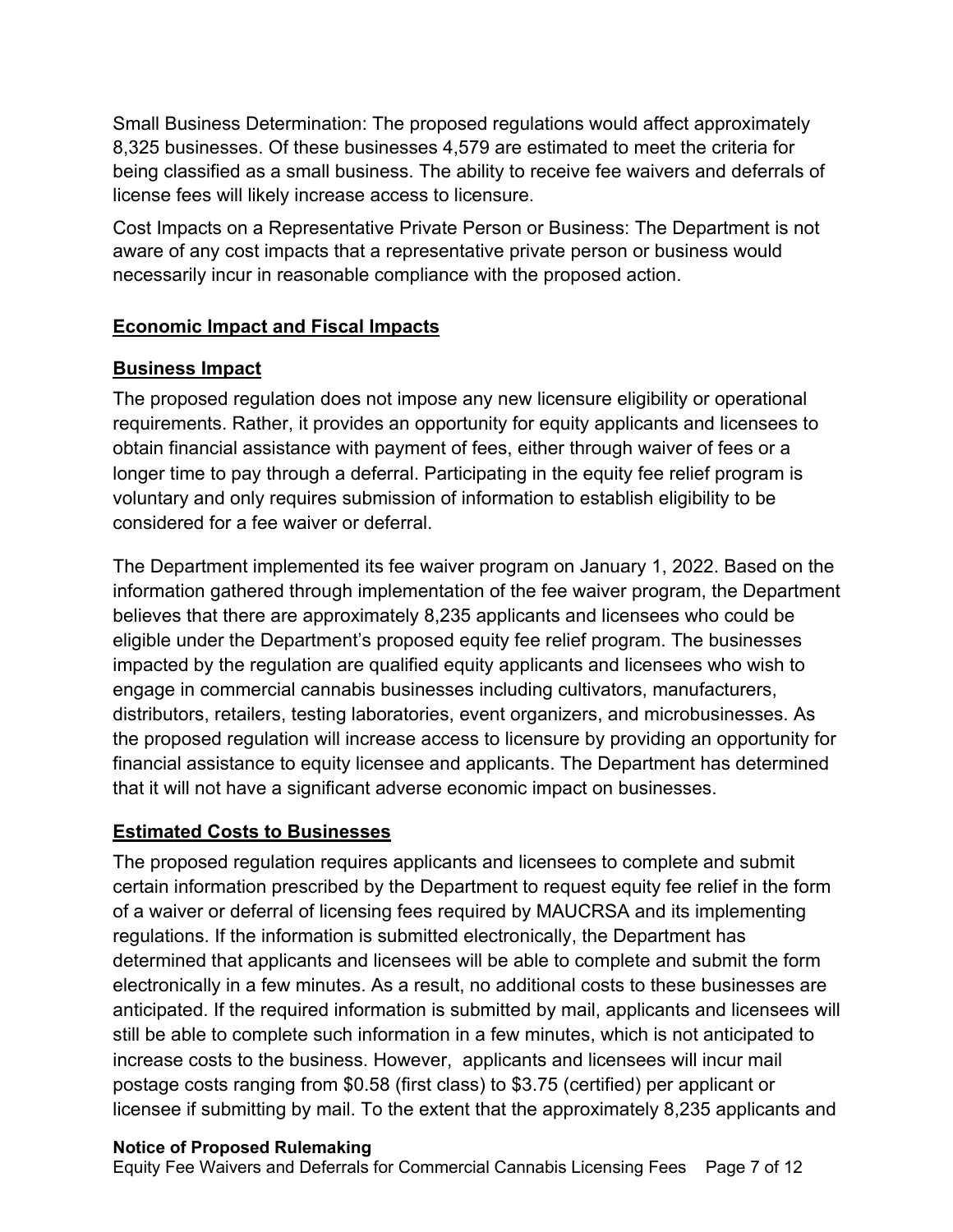Small Business Determination: The proposed regulations would affect approximately 8,325 businesses. Of these businesses 4,579 are estimated to meet the criteria for being classified as a small business. The ability to receive fee waivers and deferrals of license fees will likely increase access to licensure.

Cost Impacts on a Representative Private Person or Business: The Department is not aware of any cost impacts that a representative private person or business would necessarily incur in reasonable compliance with the proposed action.

## Economic Impact and Fiscal Impacts

### Business Impact

The proposed regulation does not impose any new licensure eligibility or operational requirements. Rather, it provides an opportunity for equity applicants and licensees to obtain financial assistance with payment of fees, either through waiver of fees or a longer time to pay through a deferral. Participating in the equity fee relief program is voluntary and only requires submission of information to establish eligibility to be considered for a fee waiver or deferral.

The Department implemented its fee waiver program on January 1, 2022. Based on the information gathered through implementation of the fee waiver program, the Department believes that there are approximately 8,235 applicants and licensees who could be eligible under the Department's proposed equity fee relief program. The businesses impacted by the regulation are qualified equity applicants and licensees who wish to engage in commercial cannabis businesses including cultivators, manufacturers, distributors, retailers, testing laboratories, event organizers, and microbusinesses. As the proposed regulation will increase access to licensure by providing an opportunity for financial assistance to equity licensee and applicants. The Department has determined that it will not have a significant adverse economic impact on businesses.

### Estimated Costs to Businesses

The proposed regulation requires applicants and licensees to complete and submit certain information prescribed by the Department to request equity fee relief in the form of a waiver or deferral of licensing fees required by MAUCRSA and its implementing regulations. If the information is submitted electronically, the Department has determined that applicants and licensees will be able to complete and submit the form electronically in a few minutes. As a result, no additional costs to these businesses are anticipated. If the required information is submitted by mail, applicants and licensees will still be able to complete such information in a few minutes, which is not anticipated to increase costs to the business. However, applicants and licensees will incur mail postage costs ranging from $0.58 (first class) to $3.75 (certified) per applicant or licensee if submitting by mail. To the extent that the approximately 8,235 applicants and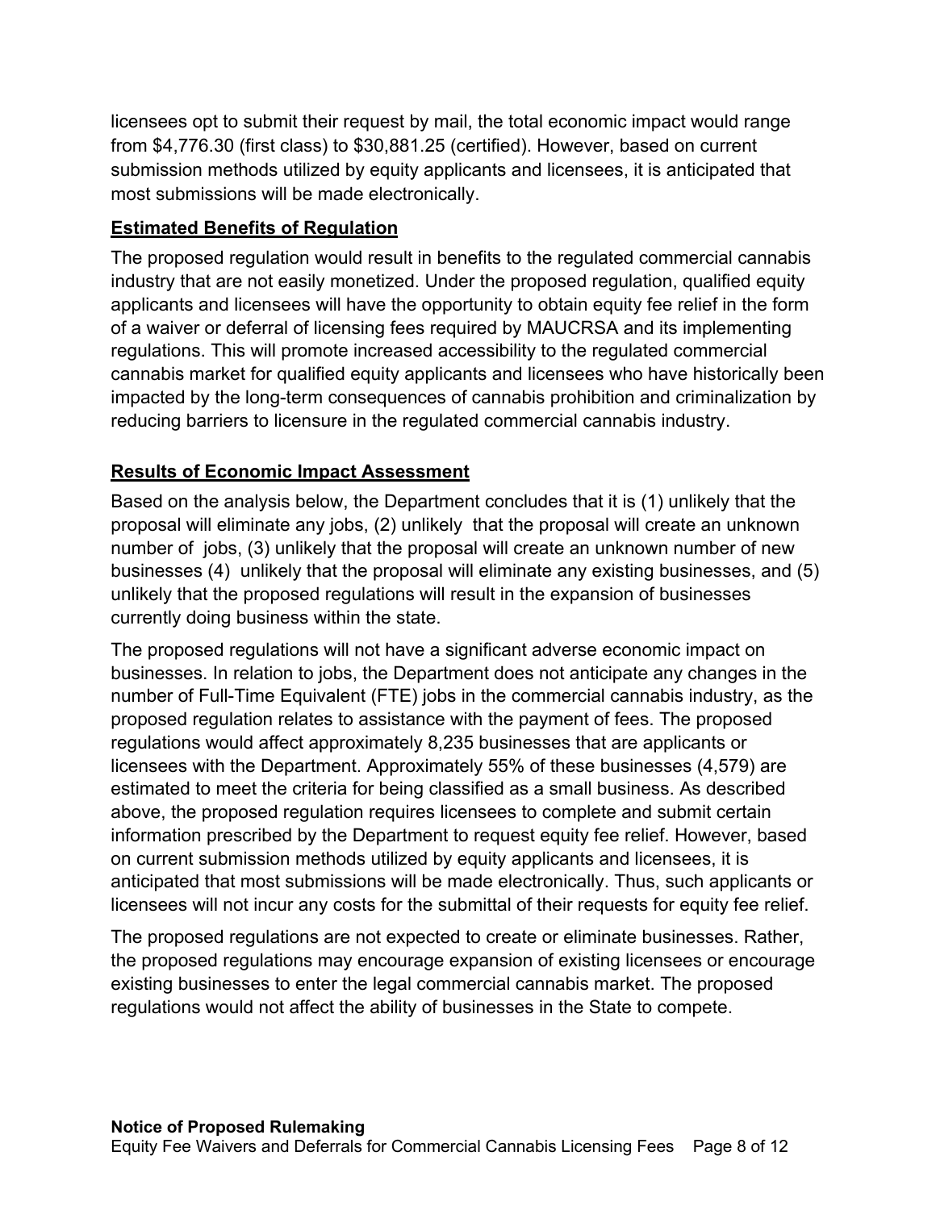licensees opt to submit their request by mail, the total economic impact would range from $4,776.30 (first class) to $30,881.25 (certified). However, based on current submission methods utilized by equity applicants and licensees, it is anticipated that most submissions will be made electronically.

**Estimated Benefits of Regulation**

The proposed regulation would result in benefits to the regulated commercial cannabis industry that are not easily monetized. Under the proposed regulation, qualified equity applicants and licensees will have the opportunity to obtain equity fee relief in the form of a waiver or deferral of licensing fees required by MAUCRSA and its implementing regulations. This will promote increased accessibility to the regulated commercial cannabis market for qualified equity applicants and licensees who have historically been impacted by the long-term consequences of cannabis prohibition and criminalization by reducing barriers to licensure in the regulated commercial cannabis industry.

**Results of Economic Impact Assessment**

Based on the analysis below, the Department concludes that it is (1) unlikely that the proposal will eliminate any jobs, (2) unlikely that the proposal will create an unknown number of jobs, (3) unlikely that the proposal will create an unknown number of new businesses (4) unlikely that the proposal will eliminate any existing businesses, and (5) unlikely that the proposed regulations will result in the expansion of businesses currently doing business within the state.

The proposed regulations will not have a significant adverse economic impact on businesses. In relation to jobs, the Department does not anticipate any changes in the number of Full-Time Equivalent (FTE) jobs in the commercial cannabis industry, as the proposed regulation relates to assistance with the payment of fees. The proposed regulations would affect approximately 8,235 businesses that are applicants or licensees with the Department. Approximately 55% of these businesses (4,579) are estimated to meet the criteria for being classified as a small business. As described above, the proposed regulation requires licensees to complete and submit certain information prescribed by the Department to request equity fee relief. However, based on current submission methods utilized by equity applicants and licensees, it is anticipated that most submissions will be made electronically. Thus, such applicants or licensees will not incur any costs for the submittal of their requests for equity fee relief.

The proposed regulations are not expected to create or eliminate businesses. Rather, the proposed regulations may encourage expansion of existing licensees or encourage existing businesses to enter the legal commercial cannabis market. The proposed regulations would not affect the ability of businesses in the State to compete.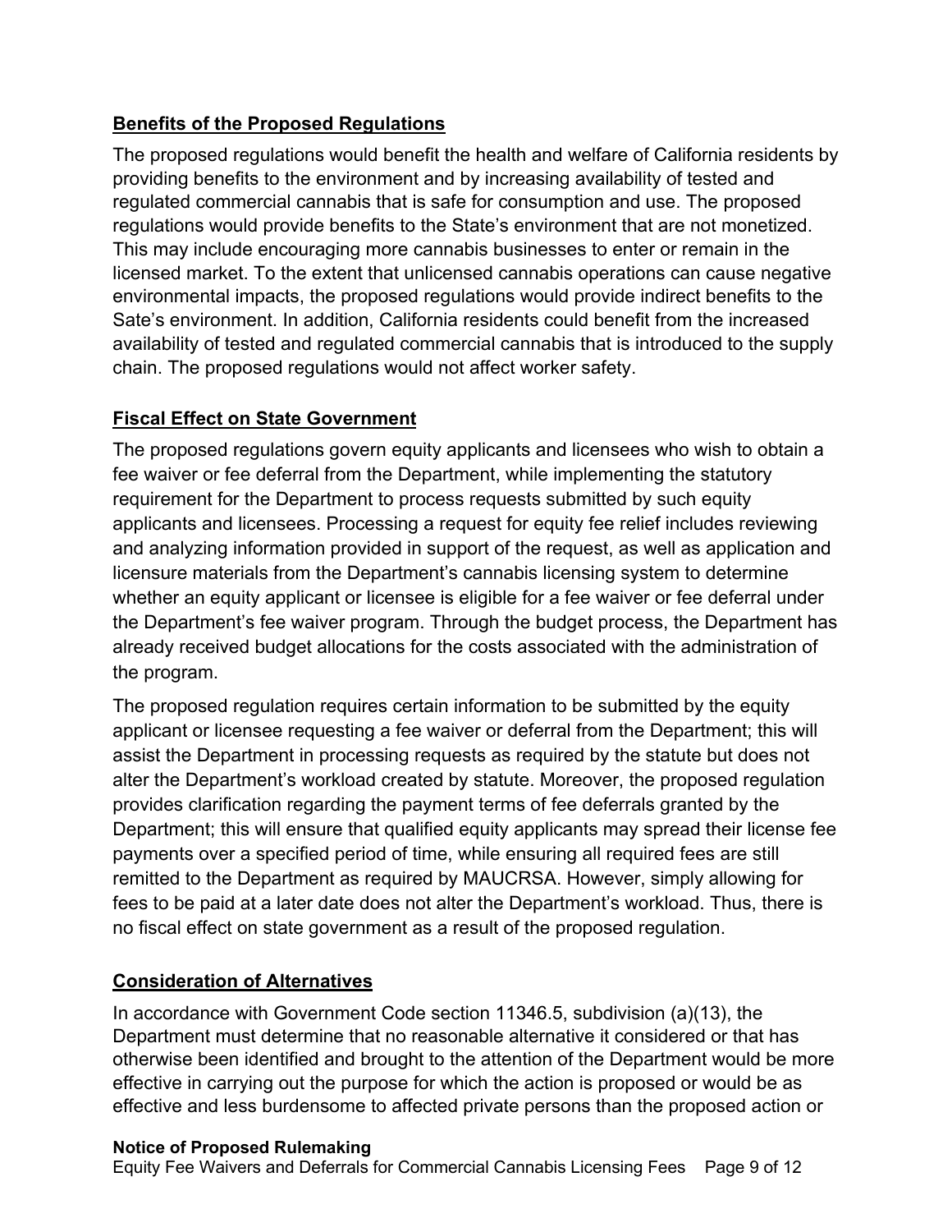## Benefits of the Proposed Regulations

The proposed regulations would benefit the health and welfare of California residents by providing benefits to the environment and by increasing availability of tested and regulated commercial cannabis that is safe for consumption and use. The proposed regulations would provide benefits to the State's environment that are not monetized. This may include encouraging more cannabis businesses to enter or remain in the licensed market. To the extent that unlicensed cannabis operations can cause negative environmental impacts, the proposed regulations would provide indirect benefits to the Sate's environment. In addition, California residents could benefit from the increased availability of tested and regulated commercial cannabis that is introduced to the supply chain. The proposed regulations would not affect worker safety.

## Fiscal Effect on State Government

The proposed regulations govern equity applicants and licensees who wish to obtain a fee waiver or fee deferral from the Department, while implementing the statutory requirement for the Department to process requests submitted by such equity applicants and licensees. Processing a request for equity fee relief includes reviewing and analyzing information provided in support of the request, as well as application and licensure materials from the Department's cannabis licensing system to determine whether an equity applicant or licensee is eligible for a fee waiver or fee deferral under the Department's fee waiver program. Through the budget process, the Department has already received budget allocations for the costs associated with the administration of the program.

The proposed regulation requires certain information to be submitted by the equity applicant or licensee requesting a fee waiver or deferral from the Department; this will assist the Department in processing requests as required by the statute but does not alter the Department's workload created by statute. Moreover, the proposed regulation provides clarification regarding the payment terms of fee deferrals granted by the Department; this will ensure that qualified equity applicants may spread their license fee payments over a specified period of time, while ensuring all required fees are still remitted to the Department as required by MAUCRSA. However, simply allowing for fees to be paid at a later date does not alter the Department's workload. Thus, there is no fiscal effect on state government as a result of the proposed regulation.

## Consideration of Alternatives

In accordance with Government Code section 11346.5, subdivision (a)(13), the Department must determine that no reasonable alternative it considered or that has otherwise been identified and brought to the attention of the Department would be more effective in carrying out the purpose for which the action is proposed or would be as effective and less burdensome to affected private persons than the proposed action or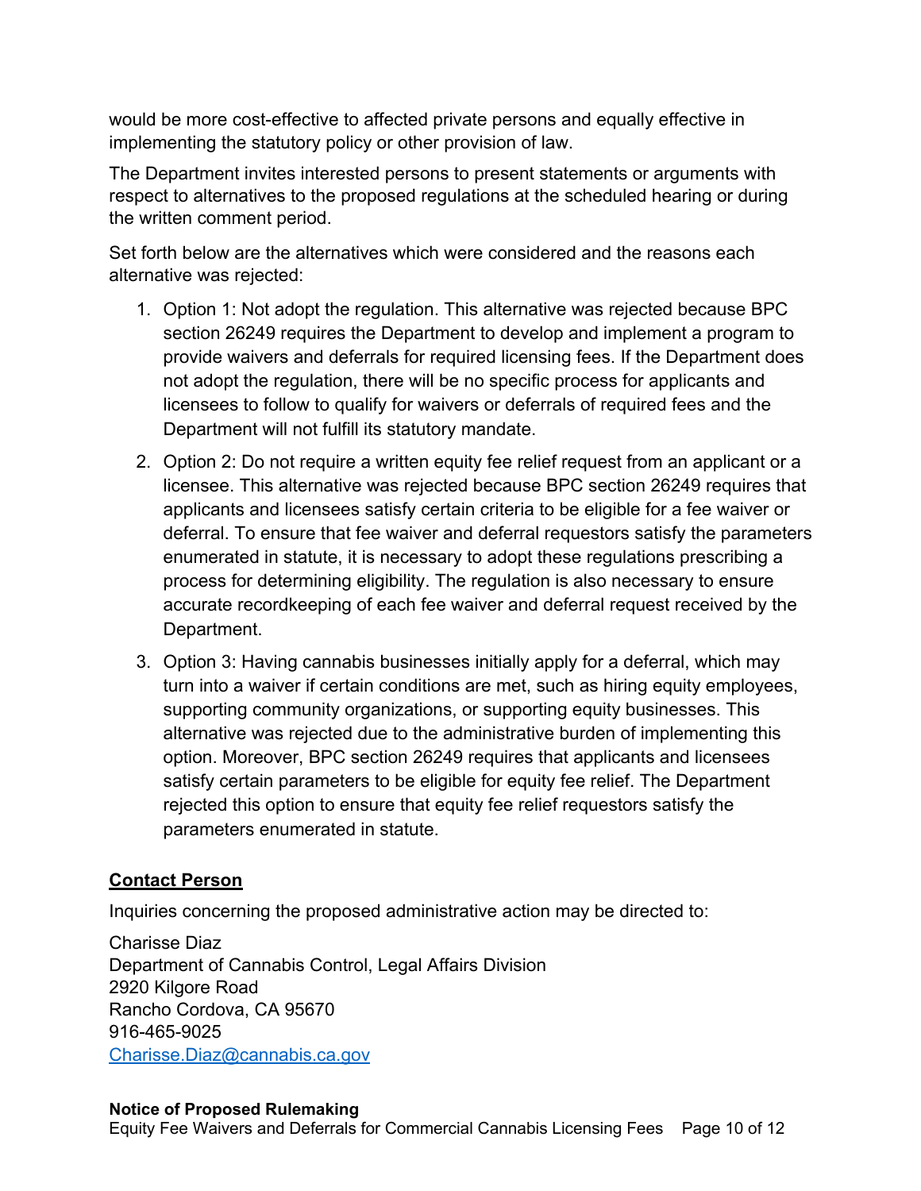would be more cost-effective to affected private persons and equally effective in implementing the statutory policy or other provision of law.

The Department invites interested persons to present statements or arguments with respect to alternatives to the proposed regulations at the scheduled hearing or during the written comment period.

Set forth below are the alternatives which were considered and the reasons each alternative was rejected:

1. Option 1: Not adopt the regulation. This alternative was rejected because BPC section 26249 requires the Department to develop and implement a program to provide waivers and deferrals for required licensing fees. If the Department does not adopt the regulation, there will be no specific process for applicants and licensees to follow to qualify for waivers or deferrals of required fees and the Department will not fulfill its statutory mandate.
2. Option 2: Do not require a written equity fee relief request from an applicant or a licensee. This alternative was rejected because BPC section 26249 requires that applicants and licensees satisfy certain criteria to be eligible for a fee waiver or deferral. To ensure that fee waiver and deferral requestors satisfy the parameters enumerated in statute, it is necessary to adopt these regulations prescribing a process for determining eligibility. The regulation is also necessary to ensure accurate recordkeeping of each fee waiver and deferral request received by the Department.
3. Option 3: Having cannabis businesses initially apply for a deferral, which may turn into a waiver if certain conditions are met, such as hiring equity employees, supporting community organizations, or supporting equity businesses. This alternative was rejected due to the administrative burden of implementing this option. Moreover, BPC section 26249 requires that applicants and licensees satisfy certain parameters to be eligible for equity fee relief. The Department rejected this option to ensure that equity fee relief requestors satisfy the parameters enumerated in statute.

## Contact Person

Inquiries concerning the proposed administrative action may be directed to:

Charisse Diaz
Department of Cannabis Control, Legal Affairs Division
2920 Kilgore Road
Rancho Cordova, CA 95670
916-465-9025
Charisse.Diaz@cannabis.ca.gov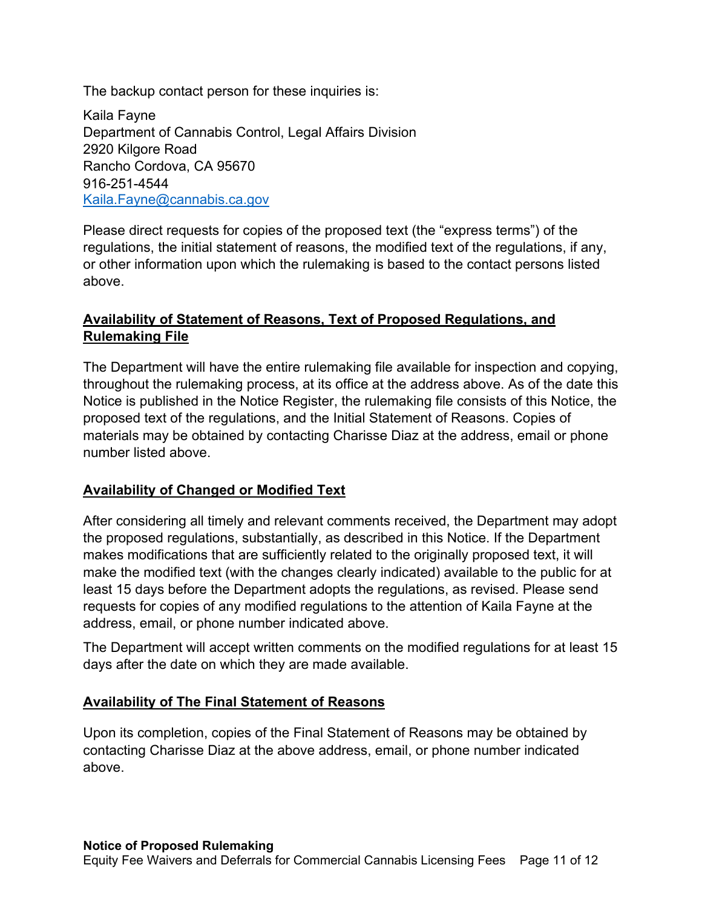The backup contact person for these inquiries is:

Kaila Fayne
Department of Cannabis Control, Legal Affairs Division
2920 Kilgore Road
Rancho Cordova, CA 95670
916-251-4544
Kaila.Fayne@cannabis.ca.gov

Please direct requests for copies of the proposed text (the "express terms") of the regulations, the initial statement of reasons, the modified text of the regulations, if any, or other information upon which the rulemaking is based to the contact persons listed above.

## Availability of Statement of Reasons, Text of Proposed Regulations, and Rulemaking File

The Department will have the entire rulemaking file available for inspection and copying, throughout the rulemaking process, at its office at the address above. As of the date this Notice is published in the Notice Register, the rulemaking file consists of this Notice, the proposed text of the regulations, and the Initial Statement of Reasons. Copies of materials may be obtained by contacting Charisse Diaz at the address, email or phone number listed above.

## Availability of Changed or Modified Text

After considering all timely and relevant comments received, the Department may adopt the proposed regulations, substantially, as described in this Notice. If the Department makes modifications that are sufficiently related to the originally proposed text, it will make the modified text (with the changes clearly indicated) available to the public for at least 15 days before the Department adopts the regulations, as revised. Please send requests for copies of any modified regulations to the attention of Kaila Fayne at the address, email, or phone number indicated above.

The Department will accept written comments on the modified regulations for at least 15 days after the date on which they are made available.

## Availability of The Final Statement of Reasons

Upon its completion, copies of the Final Statement of Reasons may be obtained by contacting Charisse Diaz at the above address, email, or phone number indicated above.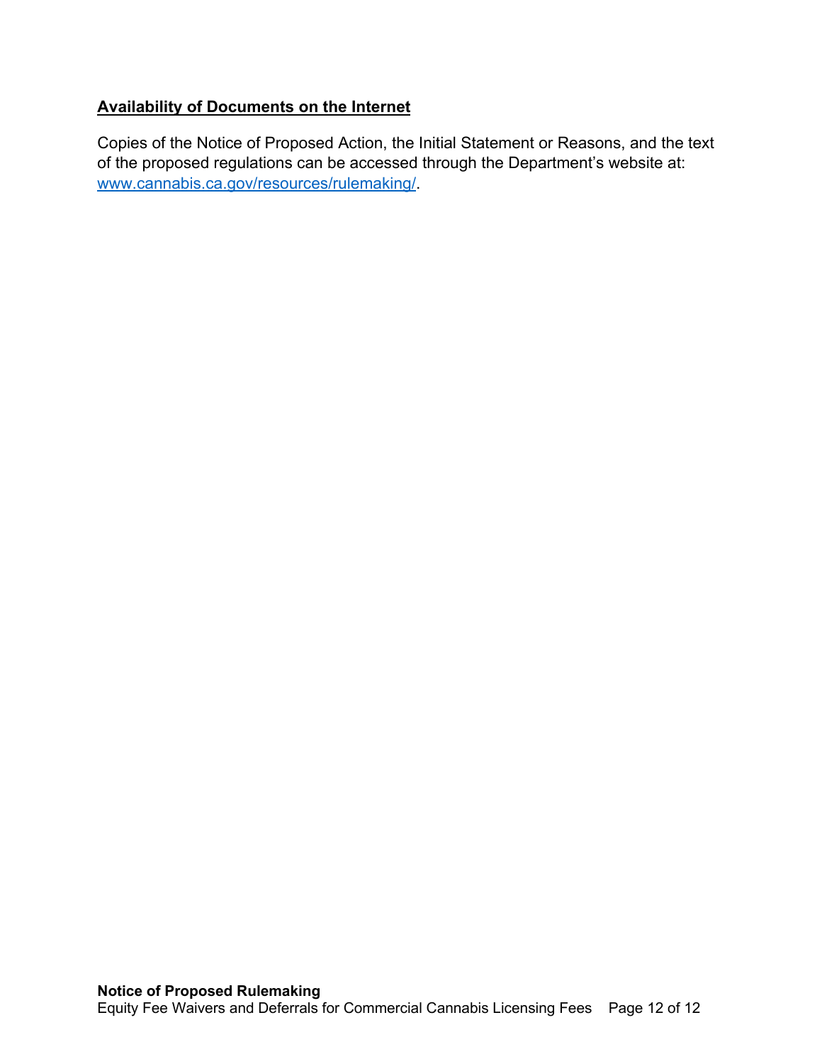**Availability of Documents on the Internet**

Copies of the Notice of Proposed Action, the Initial Statement or Reasons, and the text of the proposed regulations can be accessed through the Department's website at: [www.cannabis.ca.gov/resources/rulemaking/](http://www.cannabis.ca.gov/resources/rulemaking/).